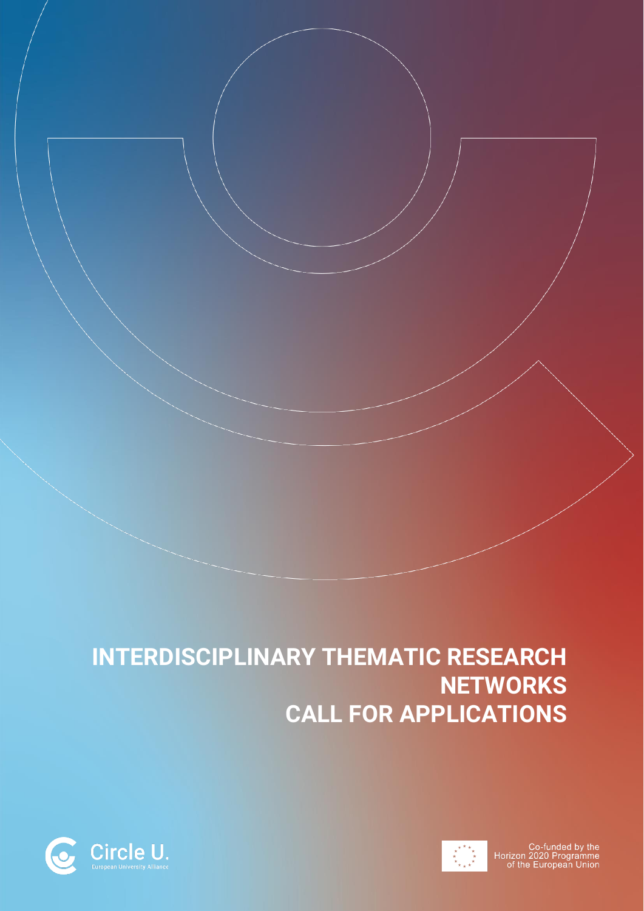# INTERDISCIPLINARY THEMATIC RESEARCH NETWORKS CALL FOR APPLICATIONS

Circle U. European University Alliance

Co-funded by the Horizon 2020 Programme of the European Union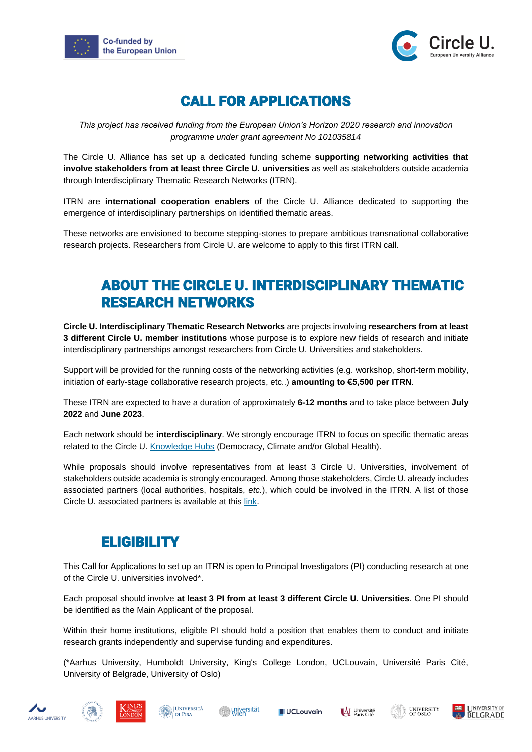# CALL FOR APPLICATIONS

*This project has received funding from the European Union's Horizon 2020 research and innovation programme under grant agreement No 101035814*

The Circle U. Alliance has set up a dedicated funding scheme **supporting networking activities that involve stakeholders from at least three Circle U. universities** as well as stakeholders outside academia through Interdisciplinary Thematic Research Networks (ITRN).

ITRN are **international cooperation enablers** of the Circle U. Alliance dedicated to supporting the emergence of interdisciplinary partnerships on identified thematic areas.

These networks are envisioned to become stepping-stones to prepare ambitious transnational collaborative research projects. Researchers from Circle U. are welcome to apply to this first ITRN call.

## ABOUT THE CIRCLE U. INTERDISCIPLINARY THEMATIC RESEARCH NETWORKS

**Circle U. Interdisciplinary Thematic Research Networks** are projects involving **researchers from at least 3 different Circle U. member institutions** whose purpose is to explore new fields of research and initiate interdisciplinary partnerships amongst researchers from Circle U. Universities and stakeholders.

Support will be provided for the running costs of the networking activities (e.g. workshop, short-term mobility, initiation of early-stage collaborative research projects, etc..) **amounting to €5,500 per ITRN**.

These ITRN are expected to have a duration of approximately **6-12 months** and to take place between **July 2022** and **June 2023**.

Each network should be **interdisciplinary**. We strongly encourage ITRN to focus on specific thematic areas related to the Circle U. Knowledge Hubs (Democracy, Climate and/or Global Health).

While proposals should involve representatives from at least 3 Circle U. Universities, involvement of stakeholders outside academia is strongly encouraged. Among those stakeholders, Circle U. already includes associated partners (local authorities, hospitals, *etc.*), which could be involved in the ITRN. A list of those Circle U. associated partners is available at this link.

## ELIGIBILITY

This Call for Applications to set up an ITRN is open to Principal Investigators (PI) conducting research at one of the Circle U. universities involved*.

Each proposal should involve **at least 3 PI from at least 3 different Circle U. Universities**. One PI should be identified as the Main Applicant of the proposal.

Within their home institutions, eligible PI should hold a position that enables them to conduct and initiate research grants independently and supervise funding and expenditures.

(*Aarhus University, Humboldt University, King's College London, UCLouvain, Université Paris Cité, University of Belgrade, University of Oslo)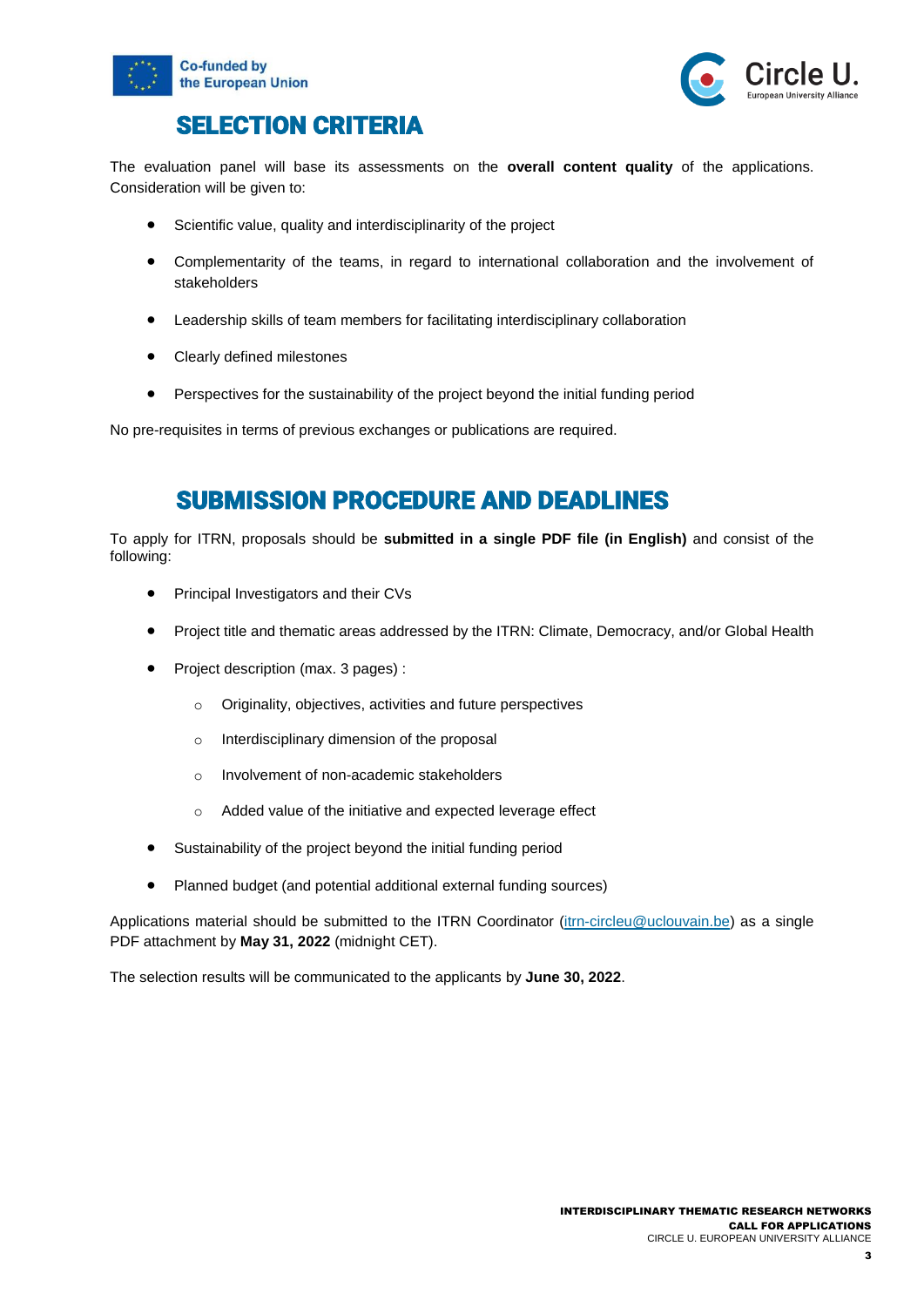## SELECTION CRITERIA

The evaluation panel will base its assessments on the **overall content quality** of the applications. Consideration will be given to:

- Scientific value, quality and interdisciplinarity of the project
- Complementarity of the teams, in regard to international collaboration and the involvement of stakeholders
- Leadership skills of team members for facilitating interdisciplinary collaboration
- Clearly defined milestones
- Perspectives for the sustainability of the project beyond the initial funding period

No pre-requisites in terms of previous exchanges or publications are required.

## SUBMISSION PROCEDURE AND DEADLINES

To apply for ITRN, proposals should be **submitted in a single PDF file (in English)** and consist of the following:

- Principal Investigators and their CVs
- Project title and thematic areas addressed by the ITRN: Climate, Democracy, and/or Global Health
- Project description (max. 3 pages) :
  - Originality, objectives, activities and future perspectives
  - Interdisciplinary dimension of the proposal
  - Involvement of non-academic stakeholders
  - Added value of the initiative and expected leverage effect
- Sustainability of the project beyond the initial funding period
- Planned budget (and potential additional external funding sources)

Applications material should be submitted to the ITRN Coordinator (itrn-circleu@uclouvain.be) as a single PDF attachment by **May 31, 2022** (midnight CET).

The selection results will be communicated to the applicants by **June 30, 2022**.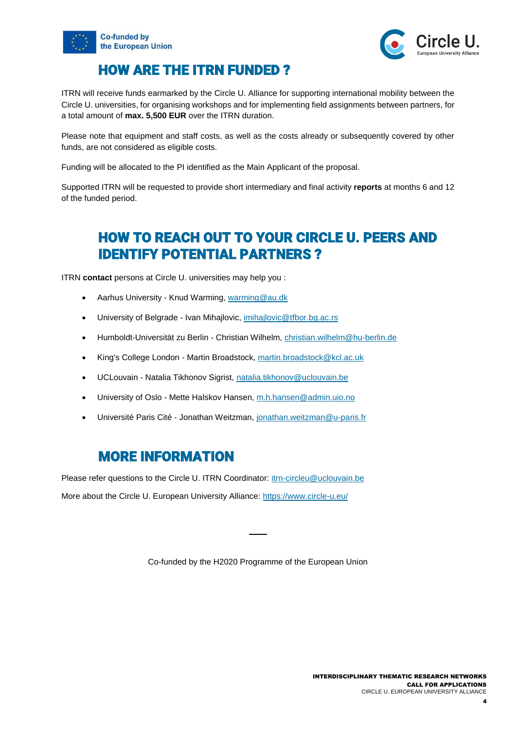## HOW ARE THE ITRN FUNDED ?

ITRN will receive funds earmarked by the Circle U. Alliance for supporting international mobility between the Circle U. universities, for organising workshops and for implementing field assignments between partners, for a total amount of **max. 5,500 EUR** over the ITRN duration.

Please note that equipment and staff costs, as well as the costs already or subsequently covered by other funds, are not considered as eligible costs.

Funding will be allocated to the PI identified as the Main Applicant of the proposal.

Supported ITRN will be requested to provide short intermediary and final activity **reports** at months 6 and 12 of the funded period.

## HOW TO REACH OUT TO YOUR CIRCLE U. PEERS AND IDENTIFY POTENTIAL PARTNERS ?

ITRN **contact** persons at Circle U. universities may help you :

- Aarhus University - Knud Warming, warming@au.dk
- University of Belgrade - Ivan Mihajlovic, imihajlovic@tfbor.bg.ac.rs
- Humboldt-Universität zu Berlin - Christian Wilhelm, christian.wilhelm@hu-berlin.de
- King's College London - Martin Broadstock, martin.broadstock@kcl.ac.uk
- UCLouvain - Natalia Tikhonov Sigrist, natalia.tikhonov@uclouvain.be
- University of Oslo - Mette Halskov Hansen, m.h.hansen@admin.uio.no
- Université Paris Cité - Jonathan Weitzman, jonathan.weitzman@u-paris.fr

## MORE INFORMATION

Please refer questions to the Circle U. ITRN Coordinator: itrn-circleu@uclouvain.be

More about the Circle U. European University Alliance: https://www.circle-u.eu/

---

Co-funded by the H2020 Programme of the European Union